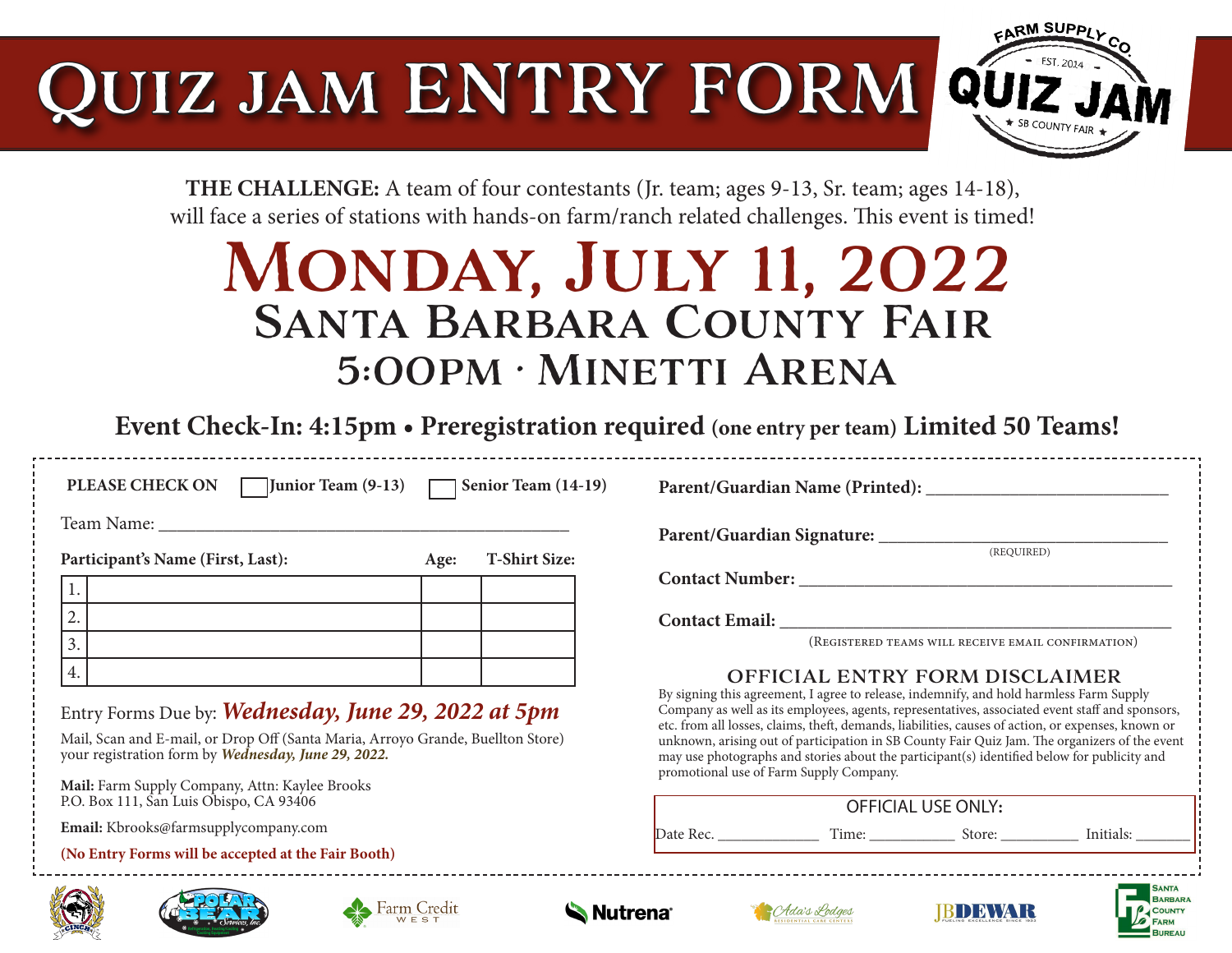# Quiz Jam Entry Form

FARM SUPPLY CO.
EST. 2014
QUIZ JAM
SB COUNTY FAIR

**THE CHALLENGE:** A team of four contestants (Jr. team; ages 9-13, Sr. team; ages 14-18), will face a series of stations with hands-on farm/ranch related challenges. This event is timed!

## Monday, July 11, 2022
## Santa Barbara County Fair
## 5:00PM · Minetti Arena

**Event Check-In: 4:15pm • Preregistration required (one entry per team) Limited 50 Teams!**

**PLEASE CHECK ON** ☐ **Junior Team (9-13)** ☐ **Senior Team (14-19)**

Team Name: ___________________________________________

| **Participant's Name (First, Last):** | **Age:** | **T-Shirt Size:** |
|---|---|---|
| 1. | | |
| 2. | | |
| 3. | | |
| 4. | | |

Entry Forms Due by: ***Wednesday, June 29, 2022 at 5pm***

Mail, Scan and E-mail, or Drop Off (Santa Maria, Arroyo Grande, Buellton Store) your registration form by ***Wednesday, June 29, 2022.***

**Mail:** Farm Supply Company, Attn: Kaylee Brooks
P.O. Box 111, San Luis Obispo, CA 93406

**Email:** Kbrooks@farmsupplycompany.com

**(No Entry Forms will be accepted at the Fair Booth)**

**Parent/Guardian Name (Printed):** ___________________________

**Parent/Guardian Signature:** ______________________________
(REQUIRED)

**Contact Number:** ________________________________________

**Contact Email:** _________________________________________
(Registered teams will receive email confirmation)

### OFFICIAL ENTRY FORM DISCLAIMER

By signing this agreement, I agree to release, indemnify, and hold harmless Farm Supply Company as well as its employees, agents, representatives, associated event staff and sponsors, etc. from all losses, claims, theft, demands, liabilities, causes of action, or expenses, known or unknown, arising out of participation in SB County Fair Quiz Jam. The organizers of the event may use photographs and stories about the participant(s) identified below for publicity and promotional use of Farm Supply Company.

OFFICIAL USE ONLY:

Date Rec. ____________ Time: ___________ Store: __________ Initials: _______

Cinch · Polar Bear Services, Inc. · Farm Credit West · Nutrena · Ada's Lodges · JB Dewar · Santa Barbara County Farm Bureau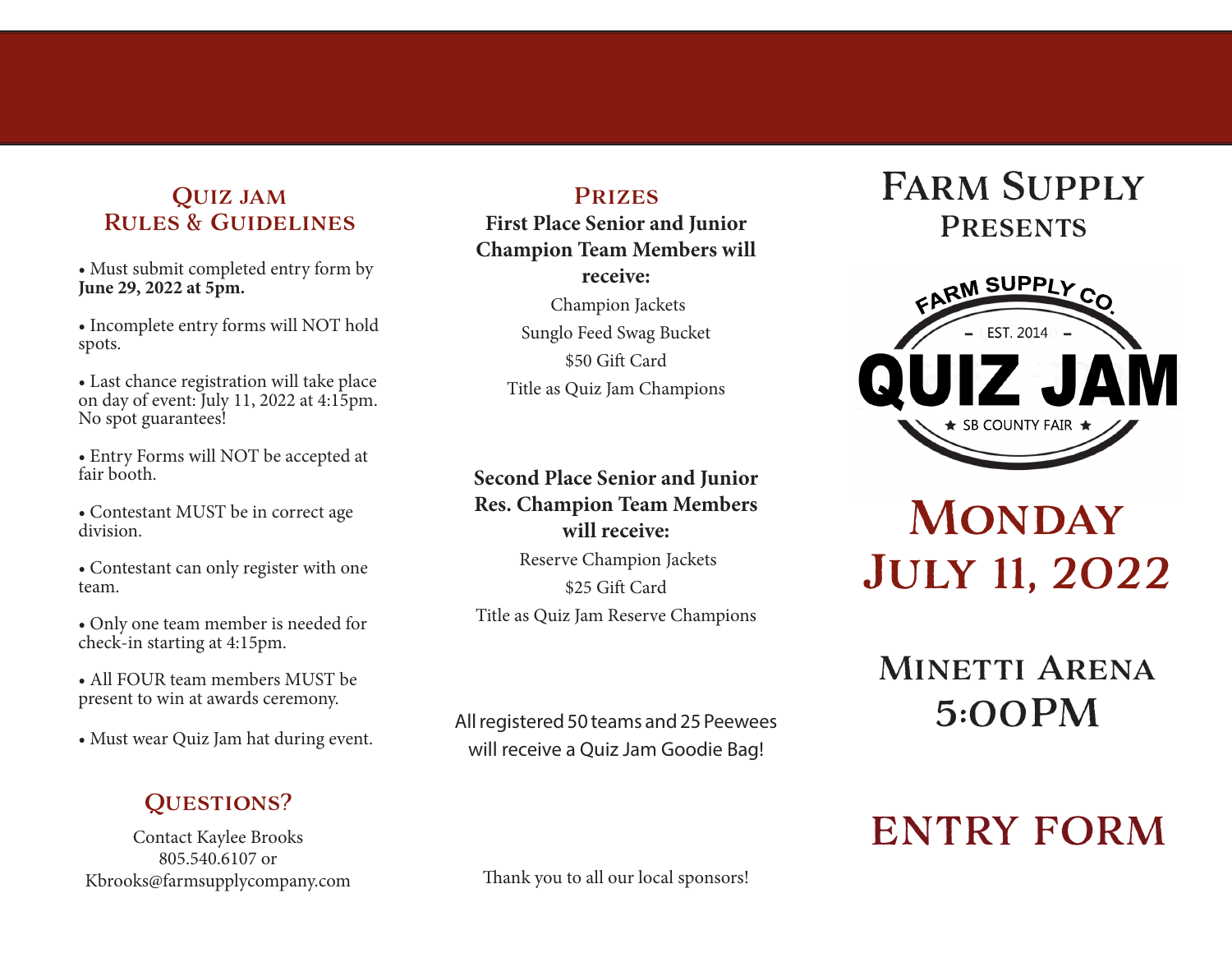## Quiz jam Rules & Guidelines

- Must submit completed entry form by **June 29, 2022 at 5pm.**
- Incomplete entry forms will NOT hold spots.
- Last chance registration will take place on day of event: July 11, 2022 at 4:15pm. No spot guaranteed!
- Entry Forms will NOT be accepted at fair booth.
- Contestant MUST be in correct age division.
- Contestant can only register with one team.
- Only one team member is needed for check-in starting at 4:15pm.
- All FOUR team members MUST be present to win at awards ceremony.
- Must wear Quiz Jam hat during event.

## Questions?

Contact Kaylee Brooks
805.540.6107 or
Kbrooks@farmsupplycompany.com

## Prizes

**First Place Senior and Junior Champion Team Members will receive:**

Champion Jackets
Sunglo Feed Swag Bucket
$50 Gift Card
Title as Quiz Jam Champions

**Second Place Senior and Junior Res. Champion Team Members will receive:**

Reserve Champion Jackets
$25 Gift Card
Title as Quiz Jam Reserve Champions

All registered 50 teams and 25 Peewees will receive a Quiz Jam Goodie Bag!

Thank you to all our local sponsors!

# Farm Supply Presents

FARM SUPPLY CO.
EST. 2014
QUIZ JAM
★ SB COUNTY FAIR ★

# Monday July 11, 2022

## Minetti Arena 5:00PM

# ENTRY FORM